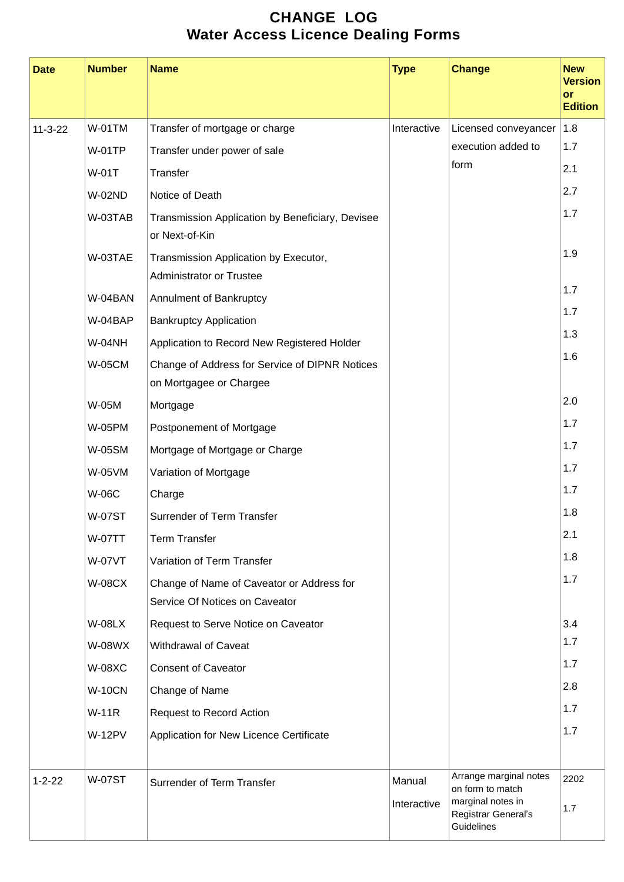# CHANGE LOG
## Water Access Licence Dealing Forms

| Date | Number | Name | Type | Change | New Version or Edition |
|---|---|---|---|---|---|
| 11-3-22 | W-01TM | Transfer of mortgage or charge | Interactive | Licensed conveyancer execution added to form | 1.8 |
| | W-01TP | Transfer under power of sale | | | 1.7 |
| | W-01T | Transfer | | | 2.1 |
| | W-02ND | Notice of Death | | | 2.7 |
| | W-03TAB | Transmission Application by Beneficiary, Devisee or Next-of-Kin | | | 1.7 |
| | W-03TAE | Transmission Application by Executor, Administrator or Trustee | | | 1.9 |
| | W-04BAN | Annulment of Bankruptcy | | | 1.7 |
| | W-04BAP | Bankruptcy Application | | | 1.7 |
| | W-04NH | Application to Record New Registered Holder | | | 1.3 |
| | W-05CM | Change of Address for Service of DIPNR Notices on Mortgagee or Chargee | | | 1.6 |
| | W-05M | Mortgage | | | 2.0 |
| | W-05PM | Postponement of Mortgage | | | 1.7 |
| | W-05SM | Mortgage of Mortgage or Charge | | | 1.7 |
| | W-05VM | Variation of Mortgage | | | 1.7 |
| | W-06C | Charge | | | 1.7 |
| | W-07ST | Surrender of Term Transfer | | | 1.8 |
| | W-07TT | Term Transfer | | | 2.1 |
| | W-07VT | Variation of Term Transfer | | | 1.8 |
| | W-08CX | Change of Name of Caveator or Address for Service Of Notices on Caveator | | | 1.7 |
| | W-08LX | Request to Serve Notice on Caveator | | | 3.4 |
| | W-08WX | Withdrawal of Caveat | | | 1.7 |
| | W-08XC | Consent of Caveator | | | 1.7 |
| | W-10CN | Change of Name | | | 2.8 |
| | W-11R | Request to Record Action | | | 1.7 |
| | W-12PV | Application for New Licence Certificate | | | 1.7 |
| 1-2-22 | W-07ST | Surrender of Term Transfer | Manual<br>Interactive | Arrange marginal notes on form to match marginal notes in Registrar General's Guidelines | 2202<br>1.7 |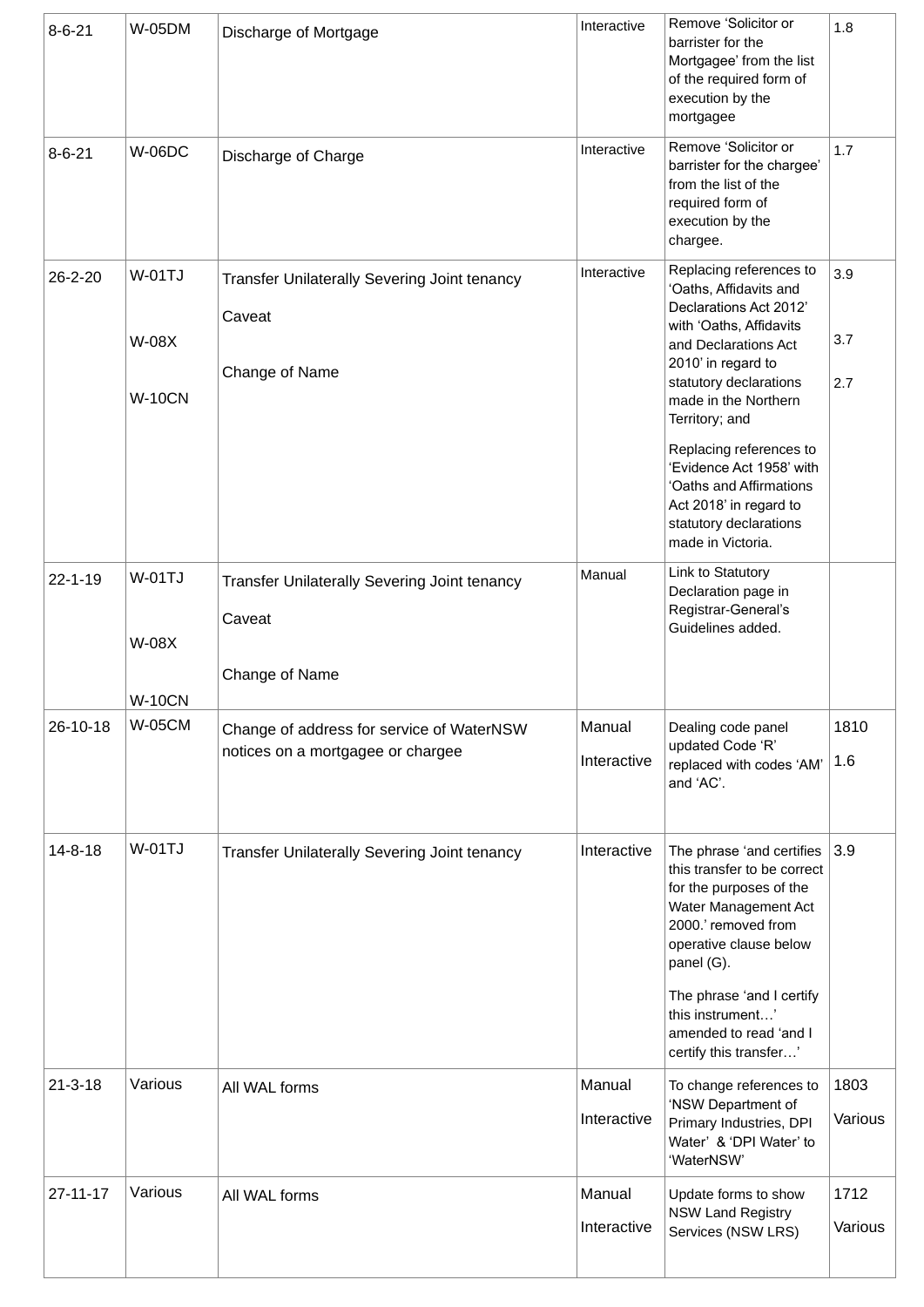| 8-6-21 | W-05DM | Discharge of Mortgage | Interactive | Remove 'Solicitor or barrister for the Mortgagee' from the list of the required form of execution by the mortgagee | 1.8 |
|---|---|---|---|---|---|
| 8-6-21 | W-06DC | Discharge of Charge | Interactive | Remove 'Solicitor or barrister for the chargee' from the list of the required form of execution by the chargee. | 1.7 |
| 26-2-20 | W-01TJ<br>W-08X<br>W-10CN | Transfer Unilaterally Severing Joint tenancy<br>Caveat<br>Change of Name | Interactive | Replacing references to 'Oaths, Affidavits and Declarations Act 2012' with 'Oaths, Affidavits and Declarations Act 2010' in regard to statutory declarations made in the Northern Territory; and<br>Replacing references to 'Evidence Act 1958' with 'Oaths and Affirmations Act 2018' in regard to statutory declarations made in Victoria. | 3.9<br>3.7<br>2.7 |
| 22-1-19 | W-01TJ<br>W-08X<br>W-10CN | Transfer Unilaterally Severing Joint tenancy<br>Caveat<br>Change of Name | Manual | Link to Statutory Declaration page in Registrar-General's Guidelines added. | |
| 26-10-18 | W-05CM | Change of address for service of WaterNSW notices on a mortgagee or chargee | Manual<br>Interactive | Dealing code panel updated Code 'R' replaced with codes 'AM' and 'AC'. | 1810<br>1.6 |
| 14-8-18 | W-01TJ | Transfer Unilaterally Severing Joint tenancy | Interactive | The phrase 'and certifies this transfer to be correct for the purposes of the Water Management Act 2000.' removed from operative clause below panel (G).<br>The phrase 'and I certify this instrument…' amended to read 'and I certify this transfer…' | 3.9 |
| 21-3-18 | Various | All WAL forms | Manual<br>Interactive | To change references to 'NSW Department of Primary Industries, DPI Water' & 'DPI Water' to 'WaterNSW' | 1803<br>Various |
| 27-11-17 | Various | All WAL forms | Manual<br>Interactive | Update forms to show NSW Land Registry Services (NSW LRS) | 1712<br>Various |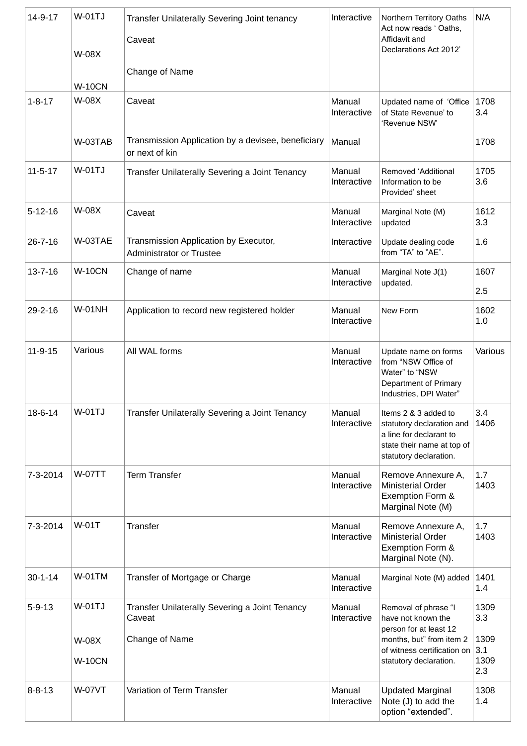| 14-9-17 | W-01TJ<br><br>W-08X<br><br>W-10CN | Transfer Unilaterally Severing Joint tenancy<br><br>Caveat<br><br>Change of Name | Interactive | Northern Territory Oaths Act now reads ' Oaths, Affidavit and Declarations Act 2012' | N/A |
|---|---|---|---|---|---|
| 1-8-17 | W-08X<br><br>W-03TAB | Caveat<br><br>Transmission Application by a devisee, beneficiary or next of kin | Manual Interactive<br><br>Manual | Updated name of 'Office of State Revenue' to 'Revenue NSW' | 1708 3.4<br><br>1708 |
| 11-5-17 | W-01TJ | Transfer Unilaterally Severing a Joint Tenancy | Manual Interactive | Removed 'Additional Information to be Provided' sheet | 1705 3.6 |
| 5-12-16 | W-08X | Caveat | Manual Interactive | Marginal Note (M) updated | 1612 3.3 |
| 26-7-16 | W-03TAE | Transmission Application by Executor, Administrator or Trustee | Interactive | Update dealing code from "TA" to "AE". | 1.6 |
| 13-7-16 | W-10CN | Change of name | Manual Interactive | Marginal Note J(1) updated. | 1607<br><br>2.5 |
| 29-2-16 | W-01NH | Application to record new registered holder | Manual Interactive | New Form | 1602 1.0 |
| 11-9-15 | Various | All WAL forms | Manual Interactive | Update name on forms from "NSW Office of Water" to "NSW Department of Primary Industries, DPI Water" | Various |
| 18-6-14 | W-01TJ | Transfer Unilaterally Severing a Joint Tenancy | Manual Interactive | Items 2 & 3 added to statutory declaration and a line for declarant to state their name at top of statutory declaration. | 3.4 1406 |
| 7-3-2014 | W-07TT | Term Transfer | Manual Interactive | Remove Annexure A, Ministerial Order Exemption Form & Marginal Note (M) | 1.7 1403 |
| 7-3-2014 | W-01T | Transfer | Manual Interactive | Remove Annexure A, Ministerial Order Exemption Form & Marginal Note (N). | 1.7 1403 |
| 30-1-14 | W-01TM | Transfer of Mortgage or Charge | Manual Interactive | Marginal Note (M) added | 1401 1.4 |
| 5-9-13 | W-01TJ<br><br>W-08X<br><br>W-10CN | Transfer Unilaterally Severing a Joint Tenancy Caveat<br><br>Change of Name | Manual Interactive | Removal of phrase "I have not known the person for at least 12 months, but" from item 2 of witness certification on statutory declaration. | 1309 3.3<br><br>1309 3.1<br>1309 2.3 |
| 8-8-13 | W-07VT | Variation of Term Transfer | Manual Interactive | Updated Marginal Note (J) to add the option "extended". | 1308 1.4 |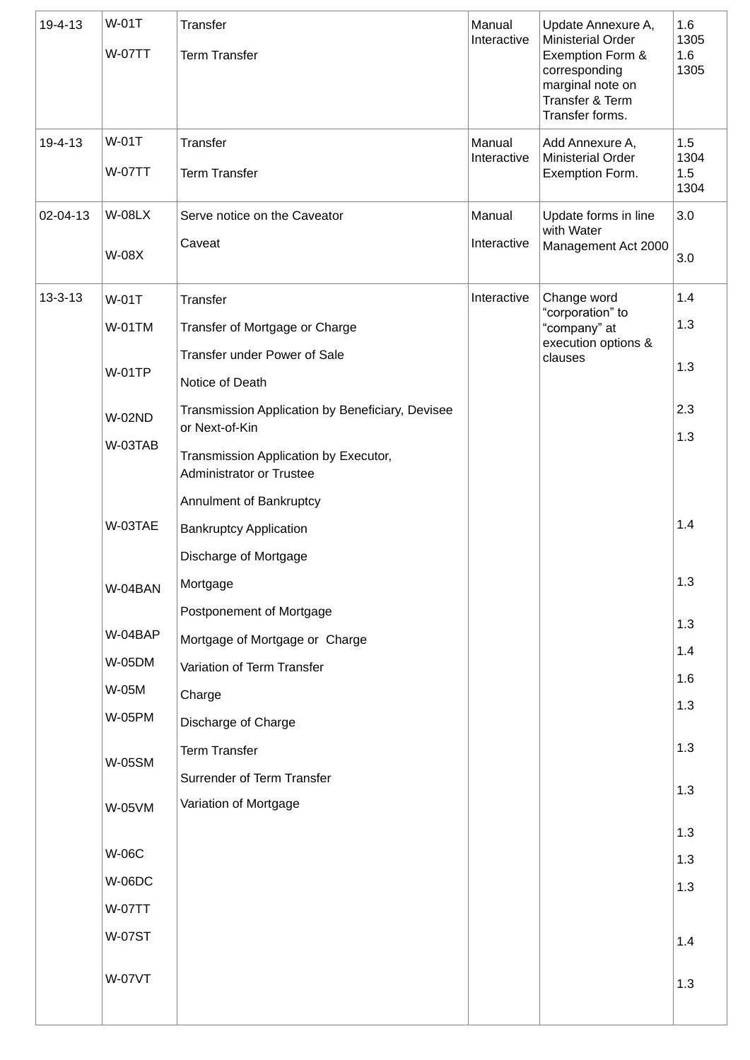| 19-4-13 | W-01T<br>W-07TT | Transfer<br>Term Transfer | Manual Interactive | Update Annexure A, Ministerial Order Exemption Form & corresponding marginal note on Transfer & Term Transfer forms. | 1.6 1305<br>1.6 1305 |
|---|---|---|---|---|---|
| 19-4-13 | W-01T<br>W-07TT | Transfer<br>Term Transfer | Manual Interactive | Add Annexure A, Ministerial Order Exemption Form. | 1.5 1304<br>1.5 1304 |
| 02-04-13 | W-08LX<br>W-08X | Serve notice on the Caveator<br>Caveat | Manual<br>Interactive | Update forms in line with Water Management Act 2000 | 3.0<br>3.0 |
| 13-3-13 | W-01T<br>W-01TM<br>W-01TP<br>W-02ND<br>W-03TAB<br>W-03TAE<br>W-04BAN<br>W-04BAP<br>W-05DM<br>W-05M<br>W-05PM<br>W-05SM<br>W-05VM<br>W-06C<br>W-06DC<br>W-07TT<br>W-07ST<br>W-07VT | Transfer<br>Transfer of Mortgage or Charge<br>Transfer under Power of Sale<br>Notice of Death<br>Transmission Application by Beneficiary, Devisee or Next-of-Kin<br>Transmission Application by Executor, Administrator or Trustee<br>Annulment of Bankruptcy<br>Bankruptcy Application<br>Discharge of Mortgage<br>Mortgage<br>Postponement of Mortgage<br>Mortgage of Mortgage or Charge<br>Variation of Term Transfer<br>Charge<br>Discharge of Charge<br>Term Transfer<br>Surrender of Term Transfer<br>Variation of Mortgage | Interactive | Change word "corporation" to "company" at execution options & clauses | 1.4<br>1.3<br>1.3<br>2.3<br>1.3<br>1.4<br>1.3<br>1.3<br>1.4<br>1.6<br>1.3<br>1.3<br>1.3<br>1.3<br>1.3<br>1.3<br>1.4<br>1.3 |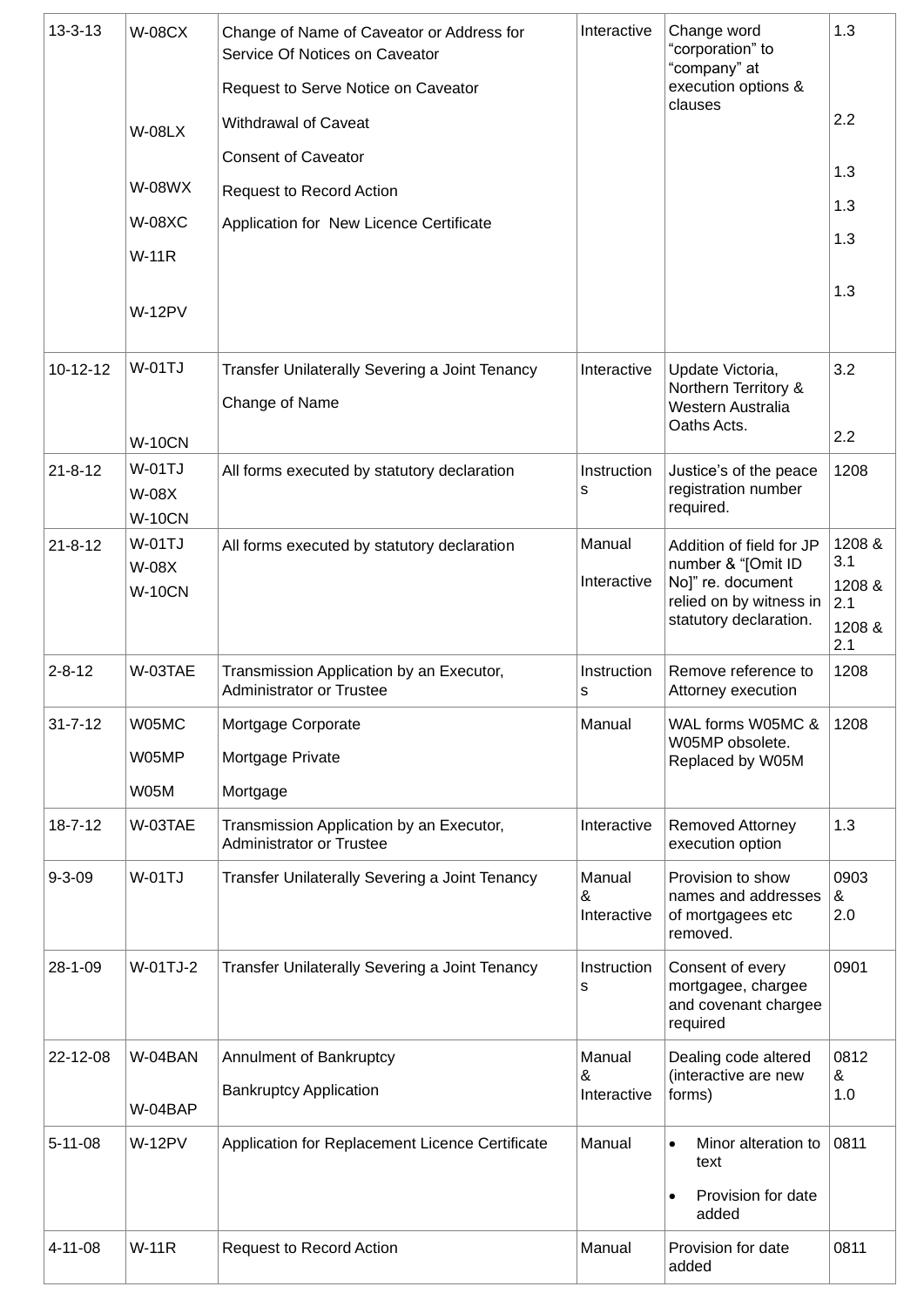| 13-3-13 | W-08CX<br><br>W-08LX<br><br>W-08WX<br>W-08XC<br>W-11R<br><br>W-12PV | Change of Name of Caveator or Address for Service Of Notices on Caveator<br>Request to Serve Notice on Caveator<br>Withdrawal of Caveat<br>Consent of Caveator<br>Request to Record Action<br>Application for New Licence Certificate | Interactive | Change word "corporation" to "company" at execution options & clauses | 1.3<br><br>2.2<br><br>1.3<br>1.3<br>1.3<br><br>1.3 |
|---|---|---|---|---|---|
| 10-12-12 | W-01TJ<br><br>W-10CN | Transfer Unilaterally Severing a Joint Tenancy<br>Change of Name | Interactive | Update Victoria, Northern Territory & Western Australia Oaths Acts. | 3.2<br><br>2.2 |
| 21-8-12 | W-01TJ<br>W-08X<br>W-10CN | All forms executed by statutory declaration | Instructions | Justice's of the peace registration number required. | 1208 |
| 21-8-12 | W-01TJ<br>W-08X<br>W-10CN | All forms executed by statutory declaration | Manual<br><br>Interactive | Addition of field for JP number & "[Omit ID No]" re. document relied on by witness in statutory declaration. | 1208 & 3.1<br>1208 & 2.1<br>1208 & 2.1 |
| 2-8-12 | W-03TAE | Transmission Application by an Executor, Administrator or Trustee | Instructions | Remove reference to Attorney execution | 1208 |
| 31-7-12 | W05MC<br>W05MP<br>W05M | Mortgage Corporate<br>Mortgage Private<br>Mortgage | Manual | WAL forms W05MC & W05MP obsolete. Replaced by W05M | 1208 |
| 18-7-12 | W-03TAE | Transmission Application by an Executor, Administrator or Trustee | Interactive | Removed Attorney execution option | 1.3 |
| 9-3-09 | W-01TJ | Transfer Unilaterally Severing a Joint Tenancy | Manual & Interactive | Provision to show names and addresses of mortgagees etc removed. | 0903 & 2.0 |
| 28-1-09 | W-01TJ-2 | Transfer Unilaterally Severing a Joint Tenancy | Instructions | Consent of every mortgagee, chargee and covenant chargee required | 0901 |
| 22-12-08 | W-04BAN<br><br>W-04BAP | Annulment of Bankruptcy<br>Bankruptcy Application | Manual & Interactive | Dealing code altered (interactive are new forms) | 0812 & 1.0 |
| 5-11-08 | W-12PV | Application for Replacement Licence Certificate | Manual | • Minor alteration to text<br>• Provision for date added | 0811 |
| 4-11-08 | W-11R | Request to Record Action | Manual | Provision for date added | 0811 |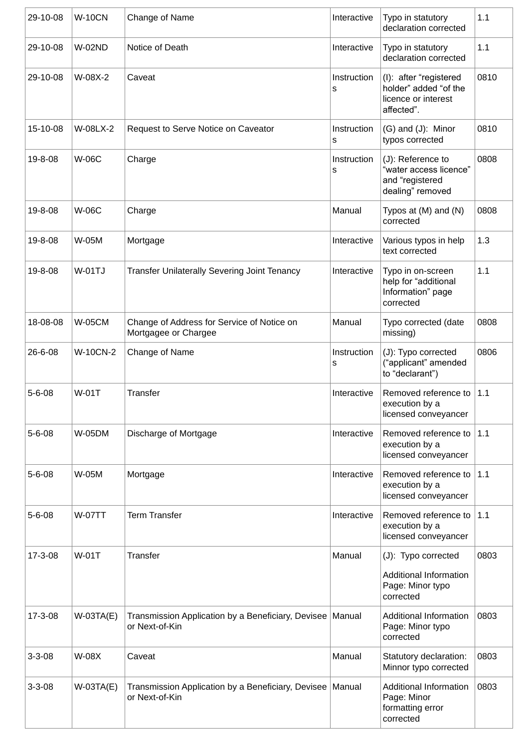| 29-10-08 | W-10CN | Change of Name | Interactive | Typo in statutory declaration corrected | 1.1 |
|---|---|---|---|---|---|
| 29-10-08 | W-02ND | Notice of Death | Interactive | Typo in statutory declaration corrected | 1.1 |
| 29-10-08 | W-08X-2 | Caveat | Instructions | (I): after “registered holder” added “of the licence or interest affected”. | 0810 |
| 15-10-08 | W-08LX-2 | Request to Serve Notice on Caveator | Instructions | (G) and (J): Minor typos corrected | 0810 |
| 19-8-08 | W-06C | Charge | Instructions | (J): Reference to “water access licence” and “registered dealing” removed | 0808 |
| 19-8-08 | W-06C | Charge | Manual | Typos at (M) and (N) corrected | 0808 |
| 19-8-08 | W-05M | Mortgage | Interactive | Various typos in help text corrected | 1.3 |
| 19-8-08 | W-01TJ | Transfer Unilaterally Severing Joint Tenancy | Interactive | Typo in on-screen help for “additional Information” page corrected | 1.1 |
| 18-08-08 | W-05CM | Change of Address for Service of Notice on Mortgagee or Chargee | Manual | Typo corrected (date missing) | 0808 |
| 26-6-08 | W-10CN-2 | Change of Name | Instructions | (J): Typo corrected (“applicant” amended to “declarant”) | 0806 |
| 5-6-08 | W-01T | Transfer | Interactive | Removed reference to execution by a licensed conveyancer | 1.1 |
| 5-6-08 | W-05DM | Discharge of Mortgage | Interactive | Removed reference to execution by a licensed conveyancer | 1.1 |
| 5-6-08 | W-05M | Mortgage | Interactive | Removed reference to execution by a licensed conveyancer | 1.1 |
| 5-6-08 | W-07TT | Term Transfer | Interactive | Removed reference to execution by a licensed conveyancer | 1.1 |
| 17-3-08 | W-01T | Transfer | Manual | (J): Typo corrected<br><br>Additional Information Page: Minor typo corrected | 0803 |
| 17-3-08 | W-03TA(E) | Transmission Application by a Beneficiary, Devisee or Next-of-Kin | Manual | Additional Information Page: Minor typo corrected | 0803 |
| 3-3-08 | W-08X | Caveat | Manual | Statutory declaration: Minnor typo corrected | 0803 |
| 3-3-08 | W-03TA(E) | Transmission Application by a Beneficiary, Devisee or Next-of-Kin | Manual | Additional Information Page: Minor formatting error corrected | 0803 |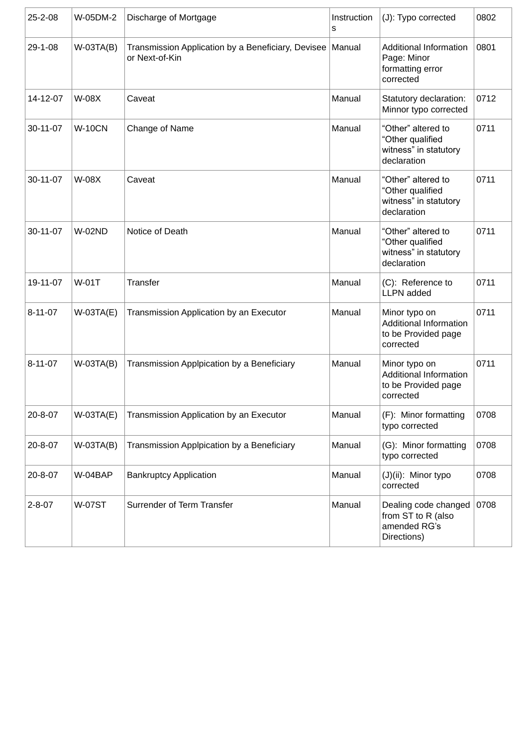| | | | | | |
|---|---|---|---|---|---|
| 25-2-08 | W-05DM-2 | Discharge of Mortgage | Instructions | (J): Typo corrected | 0802 |
| 29-1-08 | W-03TA(B) | Transmission Application by a Beneficiary, Devisee or Next-of-Kin | Manual | Additional Information Page: Minor formatting error corrected | 0801 |
| 14-12-07 | W-08X | Caveat | Manual | Statutory declaration: Minnor typo corrected | 0712 |
| 30-11-07 | W-10CN | Change of Name | Manual | “Other” altered to “Other qualified witness” in statutory declaration | 0711 |
| 30-11-07 | W-08X | Caveat | Manual | “Other” altered to “Other qualified witness” in statutory declaration | 0711 |
| 30-11-07 | W-02ND | Notice of Death | Manual | “Other” altered to “Other qualified witness” in statutory declaration | 0711 |
| 19-11-07 | W-01T | Transfer | Manual | (C): Reference to LLPN added | 0711 |
| 8-11-07 | W-03TA(E) | Transmission Application by an Executor | Manual | Minor typo on Additional Information to be Provided page corrected | 0711 |
| 8-11-07 | W-03TA(B) | Transmission Applpication by a Beneficiary | Manual | Minor typo on Additional Information to be Provided page corrected | 0711 |
| 20-8-07 | W-03TA(E) | Transmission Application by an Executor | Manual | (F): Minor formatting typo corrected | 0708 |
| 20-8-07 | W-03TA(B) | Transmission Applpication by a Beneficiary | Manual | (G): Minor formatting typo corrected | 0708 |
| 20-8-07 | W-04BAP | Bankruptcy Application | Manual | (J)(ii): Minor typo corrected | 0708 |
| 2-8-07 | W-07ST | Surrender of Term Transfer | Manual | Dealing code changed from ST to R (also amended RG’s Directions) | 0708 |